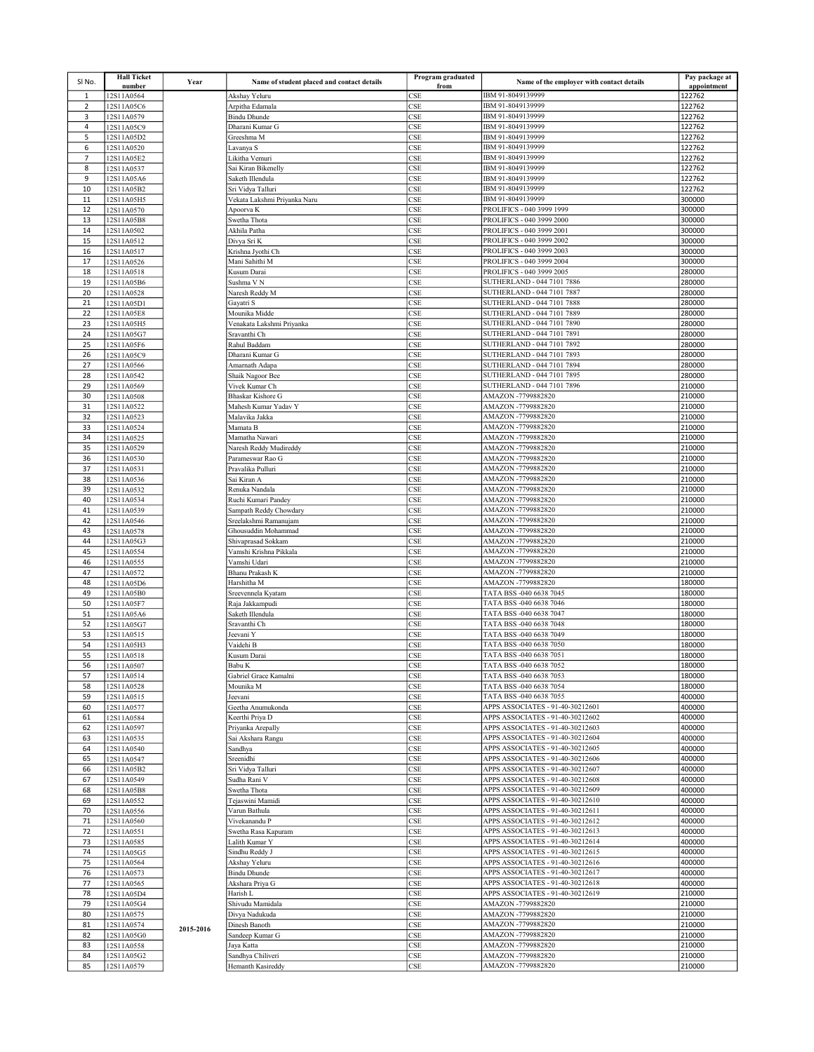| Sl No. | Hall Ticket number | Year | Name of student placed and contact details | Program graduated from | Name of the employer with contact details | Pay package at appointment |
|---|---|---|---|---|---|---|
| 1 | 12S11A0564 | | Akshay Yeluru | CSE | IBM 91-8049139999 | 122762 |
| 2 | 12S11A05C6 | | Arpitha Edamala | CSE | IBM 91-8049139999 | 122762 |
| 3 | 12S11A0579 | | Bindu Dhunde | CSE | IBM 91-8049139999 | 122762 |
| 4 | 12S11A05C9 | | Dharani Kumar G | CSE | IBM 91-8049139999 | 122762 |
| 5 | 12S11A05D2 | | Greeshma M | CSE | IBM 91-8049139999 | 122762 |
| 6 | 12S11A0520 | | Lavanya S | CSE | IBM 91-8049139999 | 122762 |
| 7 | 12S11A05E2 | | Likitha Vemuri | CSE | IBM 91-8049139999 | 122762 |
| 8 | 12S11A0537 | | Sai Kiran Bikenelly | CSE | IBM 91-8049139999 | 122762 |
| 9 | 12S11A05A6 | | Saketh Illendula | CSE | IBM 91-8049139999 | 122762 |
| 10 | 12S11A05B2 | | Sri Vidya Talluri | CSE | IBM 91-8049139999 | 122762 |
| 11 | 12S11A05H5 | | Vekata Lakshmi Priyanka Naru | CSE | IBM 91-8049139999 | 300000 |
| 12 | 12S11A0570 | | Apoorva K | CSE | PROLIFICS - 040 3999 1999 | 300000 |
| 13 | 12S11A05B8 | | Swetha Thota | CSE | PROLIFICS - 040 3999 2000 | 300000 |
| 14 | 12S11A0502 | | Akhila Patha | CSE | PROLIFICS - 040 3999 2001 | 300000 |
| 15 | 12S11A0512 | | Divya Sri K | CSE | PROLIFICS - 040 3999 2002 | 300000 |
| 16 | 12S11A0517 | | Krishna Jyothi Ch | CSE | PROLIFICS - 040 3999 2003 | 300000 |
| 17 | 12S11A0526 | | Mani Sahithi M | CSE | PROLIFICS - 040 3999 2004 | 300000 |
| 18 | 12S11A0518 | | Kusum Darai | CSE | PROLIFICS - 040 3999 2005 | 280000 |
| 19 | 12S11A05B6 | | Sushma V N | CSE | SUTHERLAND - 044 7101 7886 | 280000 |
| 20 | 12S11A0528 | | Naresh Reddy M | CSE | SUTHERLAND - 044 7101 7887 | 280000 |
| 21 | 12S11A05D1 | | Gayatri S | CSE | SUTHERLAND - 044 7101 7888 | 280000 |
| 22 | 12S11A05E8 | | Mounika Midde | CSE | SUTHERLAND - 044 7101 7889 | 280000 |
| 23 | 12S11A05H5 | | Venakata Lakshmi Priyanka | CSE | SUTHERLAND - 044 7101 7890 | 280000 |
| 24 | 12S11A05G7 | | Sravanthi Ch | CSE | SUTHERLAND - 044 7101 7891 | 280000 |
| 25 | 12S11A05F6 | | Rahul Baddam | CSE | SUTHERLAND - 044 7101 7892 | 280000 |
| 26 | 12S11A05C9 | | Dharani Kumar G | CSE | SUTHERLAND - 044 7101 7893 | 280000 |
| 27 | 12S11A0566 | | Amarnath Adapa | CSE | SUTHERLAND - 044 7101 7894 | 280000 |
| 28 | 12S11A0542 | | Shaik Nagoor Bee | CSE | SUTHERLAND - 044 7101 7895 | 280000 |
| 29 | 12S11A0569 | | Vivek Kumar Ch | CSE | SUTHERLAND - 044 7101 7896 | 210000 |
| 30 | 12S11A0508 | | Bhaskar Kishore G | CSE | AMAZON -7799882820 | 210000 |
| 31 | 12S11A0522 | | Mahesh Kumar Yadav Y | CSE | AMAZON -7799882820 | 210000 |
| 32 | 12S11A0523 | | Malavika Jakka | CSE | AMAZON -7799882820 | 210000 |
| 33 | 12S11A0524 | | Mamata B | CSE | AMAZON -7799882820 | 210000 |
| 34 | 12S11A0525 | | Mamatha Nawari | CSE | AMAZON -7799882820 | 210000 |
| 35 | 12S11A0529 | | Naresh Reddy Mudireddy | CSE | AMAZON -7799882820 | 210000 |
| 36 | 12S11A0530 | | Parameswar Rao G | CSE | AMAZON -7799882820 | 210000 |
| 37 | 12S11A0531 | | Pravalika Pulluri | CSE | AMAZON -7799882820 | 210000 |
| 38 | 12S11A0536 | | Sai Kiran A | CSE | AMAZON -7799882820 | 210000 |
| 39 | 12S11A0532 | | Renuka Nandala | CSE | AMAZON -7799882820 | 210000 |
| 40 | 12S11A0534 | | Ruchi Kumari Pandey | CSE | AMAZON -7799882820 | 210000 |
| 41 | 12S11A0539 | | Sampath Reddy Chowdary | CSE | AMAZON -7799882820 | 210000 |
| 42 | 12S11A0546 | | Sreelakshmi Ramanujam | CSE | AMAZON -7799882820 | 210000 |
| 43 | 12S11A0578 | | Ghousuddin Mohammad | CSE | AMAZON -7799882820 | 210000 |
| 44 | 12S11A05G3 | | Shivaprasad Sokkam | CSE | AMAZON -7799882820 | 210000 |
| 45 | 12S11A0554 | | Vamshi Krishna Pikkala | CSE | AMAZON -7799882820 | 210000 |
| 46 | 12S11A0555 | | Vamshi Udari | CSE | AMAZON -7799882820 | 210000 |
| 47 | 12S11A0572 | | Bhanu Prakash K | CSE | AMAZON -7799882820 | 210000 |
| 48 | 12S11A05D6 | | Harshitha M | CSE | AMAZON -7799882820 | 180000 |
| 49 | 12S11A05B0 | | Sreevennela Kyatam | CSE | TATA BSS -040 6638 7045 | 180000 |
| 50 | 12S11A05F7 | | Raja Jakkampudi | CSE | TATA BSS -040 6638 7046 | 180000 |
| 51 | 12S11A05A6 | | Saketh Illendula | CSE | TATA BSS -040 6638 7047 | 180000 |
| 52 | 12S11A05G7 | | Sravanthi Ch | CSE | TATA BSS -040 6638 7048 | 180000 |
| 53 | 12S11A0515 | | Jeevani Y | CSE | TATA BSS -040 6638 7049 | 180000 |
| 54 | 12S11A05H3 | | Vaidehi B | CSE | TATA BSS -040 6638 7050 | 180000 |
| 55 | 12S11A0518 | | Kusum Darai | CSE | TATA BSS -040 6638 7051 | 180000 |
| 56 | 12S11A0507 | | Babu K | CSE | TATA BSS -040 6638 7052 | 180000 |
| 57 | 12S11A0514 | | Gabriel Grace Kamalni | CSE | TATA BSS -040 6638 7053 | 180000 |
| 58 | 12S11A0528 | | Mounika M | CSE | TATA BSS -040 6638 7054 | 180000 |
| 59 | 12S11A0515 | | Jeevani | CSE | TATA BSS -040 6638 7055 | 400000 |
| 60 | 12S11A0577 | | Geetha Anumukonda | CSE | APPS ASSOCIATES - 91-40-30212601 | 400000 |
| 61 | 12S11A0584 | | Keerthi Priya D | CSE | APPS ASSOCIATES - 91-40-30212602 | 400000 |
| 62 | 12S11A0597 | | Priyanka Arepally | CSE | APPS ASSOCIATES - 91-40-30212603 | 400000 |
| 63 | 12S11A0535 | | Sai Akshara Rangu | CSE | APPS ASSOCIATES - 91-40-30212604 | 400000 |
| 64 | 12S11A0540 | | Sandhya | CSE | APPS ASSOCIATES - 91-40-30212605 | 400000 |
| 65 | 12S11A0547 | | Sreenidhi | CSE | APPS ASSOCIATES - 91-40-30212606 | 400000 |
| 66 | 12S11A05B2 | | Sri Vidya Talluri | CSE | APPS ASSOCIATES - 91-40-30212607 | 400000 |
| 67 | 12S11A0549 | | Sudha Rani V | CSE | APPS ASSOCIATES - 91-40-30212608 | 400000 |
| 68 | 12S11A05B8 | | Swetha Thota | CSE | APPS ASSOCIATES - 91-40-30212609 | 400000 |
| 69 | 12S11A0552 | | Tejaswini Mamidi | CSE | APPS ASSOCIATES - 91-40-30212610 | 400000 |
| 70 | 12S11A0556 | | Varun Bathula | CSE | APPS ASSOCIATES - 91-40-30212611 | 400000 |
| 71 | 12S11A0560 | | Vivekanandu P | CSE | APPS ASSOCIATES - 91-40-30212612 | 400000 |
| 72 | 12S11A0551 | | Swetha Rasa Kapuram | CSE | APPS ASSOCIATES - 91-40-30212613 | 400000 |
| 73 | 12S11A0585 | | Lalith Kumar Y | CSE | APPS ASSOCIATES - 91-40-30212614 | 400000 |
| 74 | 12S11A05G5 | | Sindhu Reddy J | CSE | APPS ASSOCIATES - 91-40-30212615 | 400000 |
| 75 | 12S11A0564 | | Akshay Yeluru | CSE | APPS ASSOCIATES - 91-40-30212616 | 400000 |
| 76 | 12S11A0573 | | Bindu Dhunde | CSE | APPS ASSOCIATES - 91-40-30212617 | 400000 |
| 77 | 12S11A0565 | | Akshara Priya G | CSE | APPS ASSOCIATES - 91-40-30212618 | 400000 |
| 78 | 12S11A05D4 | | Harish L | CSE | APPS ASSOCIATES - 91-40-30212619 | 210000 |
| 79 | 12S11A05G4 | | Shivudu Mamidala | CSE | AMAZON -7799882820 | 210000 |
| 80 | 12S11A0575 | | Divya Nadukuda | CSE | AMAZON -7799882820 | 210000 |
| 81 | 12S11A0574 | 2015-2016 | Dinesh Banoth | CSE | AMAZON -7799882820 | 210000 |
| 82 | 12S11A05G0 | | Sandeep Kumar G | CSE | AMAZON -7799882820 | 210000 |
| 83 | 12S11A0558 | | Jaya Katta | CSE | AMAZON -7799882820 | 210000 |
| 84 | 12S11A05G2 | | Sandhya Chiliveri | CSE | AMAZON -7799882820 | 210000 |
| 85 | 12S11A0579 | | Hemanth Kasireddy | CSE | AMAZON -7799882820 | 210000 |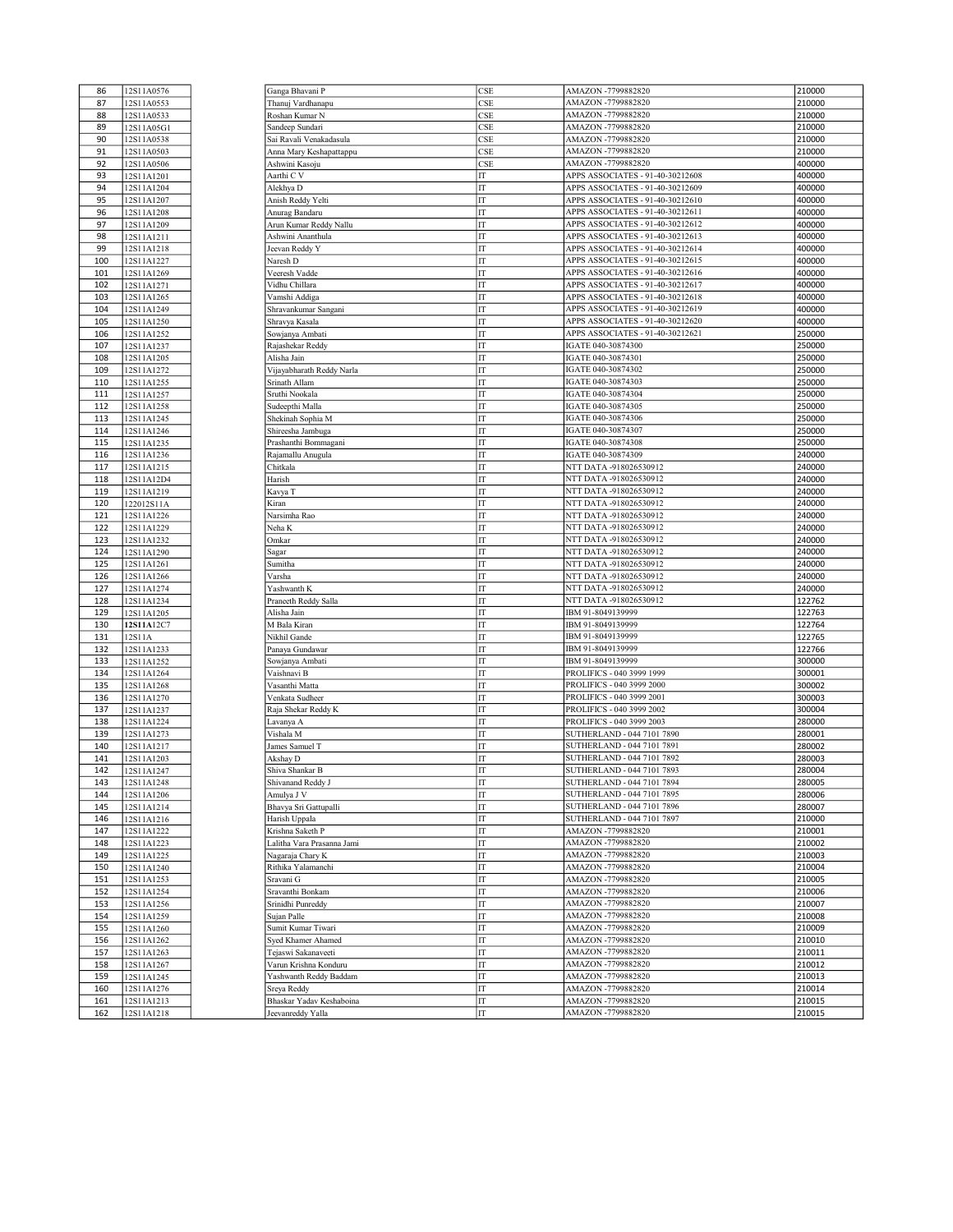| 86 | 12S11A0576 | | Ganga Bhavani P | CSE | AMAZON -7799882820 | 210000 |
|---|---|---|---|---|---|---|
| 87 | 12S11A0553 | | Thanuj Vardhanapu | CSE | AMAZON -7799882820 | 210000 |
| 88 | 12S11A0533 | | Roshan Kumar N | CSE | AMAZON -7799882820 | 210000 |
| 89 | 12S11A05G1 | | Sandeep Sundari | CSE | AMAZON -7799882820 | 210000 |
| 90 | 12S11A0538 | | Sai Ravali Venakadasula | CSE | AMAZON -7799882820 | 210000 |
| 91 | 12S11A0503 | | Anna Mary Keshapattappu | CSE | AMAZON -7799882820 | 210000 |
| 92 | 12S11A0506 | | Ashwini Kasoju | CSE | AMAZON -7799882820 | 400000 |
| 93 | 12S11A1201 | | Aarthi C V | IT | APPS ASSOCIATES - 91-40-30212608 | 400000 |
| 94 | 12S11A1204 | | Alekhya D | IT | APPS ASSOCIATES - 91-40-30212609 | 400000 |
| 95 | 12S11A1207 | | Anish Reddy Yelti | IT | APPS ASSOCIATES - 91-40-30212610 | 400000 |
| 96 | 12S11A1208 | | Anurag Bandaru | IT | APPS ASSOCIATES - 91-40-30212611 | 400000 |
| 97 | 12S11A1209 | | Arun Kumar Reddy Nallu | IT | APPS ASSOCIATES - 91-40-30212612 | 400000 |
| 98 | 12S11A1211 | | Ashwini Ananthula | IT | APPS ASSOCIATES - 91-40-30212613 | 400000 |
| 99 | 12S11A1218 | | Jeevan Reddy Y | IT | APPS ASSOCIATES - 91-40-30212614 | 400000 |
| 100 | 12S11A1227 | | Naresh D | IT | APPS ASSOCIATES - 91-40-30212615 | 400000 |
| 101 | 12S11A1269 | | Veeresh Vadde | IT | APPS ASSOCIATES - 91-40-30212616 | 400000 |
| 102 | 12S11A1271 | | Vidhu Chillara | IT | APPS ASSOCIATES - 91-40-30212617 | 400000 |
| 103 | 12S11A1265 | | Vamshi Addiga | IT | APPS ASSOCIATES - 91-40-30212618 | 400000 |
| 104 | 12S11A1249 | | Shravankumar Sangani | IT | APPS ASSOCIATES - 91-40-30212619 | 400000 |
| 105 | 12S11A1250 | | Shravya Kasala | IT | APPS ASSOCIATES - 91-40-30212620 | 400000 |
| 106 | 12S11A1252 | | Sowjanya Ambati | IT | APPS ASSOCIATES - 91-40-30212621 | 250000 |
| 107 | 12S11A1237 | | Rajashekar Reddy | IT | IGATE 040-30874300 | 250000 |
| 108 | 12S11A1205 | | Alisha Jain | IT | IGATE 040-30874301 | 250000 |
| 109 | 12S11A1272 | | Vijayabharath Reddy Narla | IT | IGATE 040-30874302 | 250000 |
| 110 | 12S11A1255 | | Srinath Allam | IT | IGATE 040-30874303 | 250000 |
| 111 | 12S11A1257 | | Sruthi Nookala | IT | IGATE 040-30874304 | 250000 |
| 112 | 12S11A1258 | | Sudeepthi Malla | IT | IGATE 040-30874305 | 250000 |
| 113 | 12S11A1245 | | Shekinah Sophia M | IT | IGATE 040-30874306 | 250000 |
| 114 | 12S11A1246 | | Shireesha Jambuga | IT | IGATE 040-30874307 | 250000 |
| 115 | 12S11A1235 | | Prashanthi Bommagani | IT | IGATE 040-30874308 | 250000 |
| 116 | 12S11A1236 | | Rajamallu Anugula | IT | IGATE 040-30874309 | 240000 |
| 117 | 12S11A1215 | | Chitkala | IT | NTT DATA -918026530912 | 240000 |
| 118 | 12S11A12D4 | | Harish | IT | NTT DATA -918026530912 | 240000 |
| 119 | 12S11A1219 | | Kavya T | IT | NTT DATA -918026530912 | 240000 |
| 120 | 122012S11A | | Kiran | IT | NTT DATA -918026530912 | 240000 |
| 121 | 12S11A1226 | | Narsimha Rao | IT | NTT DATA -918026530912 | 240000 |
| 122 | 12S11A1229 | | Neha K | IT | NTT DATA -918026530912 | 240000 |
| 123 | 12S11A1232 | | Omkar | IT | NTT DATA -918026530912 | 240000 |
| 124 | 12S11A1290 | | Sagar | IT | NTT DATA -918026530912 | 240000 |
| 125 | 12S11A1261 | | Sumitha | IT | NTT DATA -918026530912 | 240000 |
| 126 | 12S11A1266 | | Varsha | IT | NTT DATA -918026530912 | 240000 |
| 127 | 12S11A1274 | | Yashwanth K | IT | NTT DATA -918026530912 | 240000 |
| 128 | 12S11A1234 | | Praneeth Reddy Salla | IT | NTT DATA -918026530912 | 122762 |
| 129 | 12S11A1205 | | Alisha Jain | IT | IBM 91-8049139999 | 122763 |
| 130 | **12S11A**12C7 | | M Bala Kiran | IT | IBM 91-8049139999 | 122764 |
| 131 | 12S11A | | Nikhil Gande | IT | IBM 91-8049139999 | 122765 |
| 132 | 12S11A1233 | | Panaya Gundawar | IT | IBM 91-8049139999 | 122766 |
| 133 | 12S11A1252 | | Sowjanya Ambati | IT | IBM 91-8049139999 | 300000 |
| 134 | 12S11A1264 | | Vaishnavi B | IT | PROLIFICS - 040 3999 1999 | 300001 |
| 135 | 12S11A1268 | | Vasanthi Matta | IT | PROLIFICS - 040 3999 2000 | 300002 |
| 136 | 12S11A1270 | | Venkata Sudheer | IT | PROLIFICS - 040 3999 2001 | 300003 |
| 137 | 12S11A1237 | | Raja Shekar Reddy K | IT | PROLIFICS - 040 3999 2002 | 300004 |
| 138 | 12S11A1224 | | Lavanya A | IT | PROLIFICS - 040 3999 2003 | 280000 |
| 139 | 12S11A1273 | | Vishala M | IT | SUTHERLAND - 044 7101 7890 | 280001 |
| 140 | 12S11A1217 | | James Samuel T | IT | SUTHERLAND - 044 7101 7891 | 280002 |
| 141 | 12S11A1203 | | Akshay D | IT | SUTHERLAND - 044 7101 7892 | 280003 |
| 142 | 12S11A1247 | | Shiva Shankar B | IT | SUTHERLAND - 044 7101 7893 | 280004 |
| 143 | 12S11A1248 | | Shivanand Reddy J | IT | SUTHERLAND - 044 7101 7894 | 280005 |
| 144 | 12S11A1206 | | Amulya J V | IT | SUTHERLAND - 044 7101 7895 | 280006 |
| 145 | 12S11A1214 | | Bhavya Sri Gattupalli | IT | SUTHERLAND - 044 7101 7896 | 280007 |
| 146 | 12S11A1216 | | Harish Uppala | IT | SUTHERLAND - 044 7101 7897 | 210000 |
| 147 | 12S11A1222 | | Krishna Saketh P | IT | AMAZON -7799882820 | 210001 |
| 148 | 12S11A1223 | | Lalitha Vara Prasanna Jami | IT | AMAZON -7799882820 | 210002 |
| 149 | 12S11A1225 | | Nagaraja Chary K | IT | AMAZON -7799882820 | 210003 |
| 150 | 12S11A1240 | | Rithika Yalamanchi | IT | AMAZON -7799882820 | 210004 |
| 151 | 12S11A1253 | | Sravani G | IT | AMAZON -7799882820 | 210005 |
| 152 | 12S11A1254 | | Sravanthi Bonkam | IT | AMAZON -7799882820 | 210006 |
| 153 | 12S11A1256 | | Srinidhi Punreddy | IT | AMAZON -7799882820 | 210007 |
| 154 | 12S11A1259 | | Sujan Palle | IT | AMAZON -7799882820 | 210008 |
| 155 | 12S11A1260 | | Sumit Kumar Tiwari | IT | AMAZON -7799882820 | 210009 |
| 156 | 12S11A1262 | | Syed Khamer Ahamed | IT | AMAZON -7799882820 | 210010 |
| 157 | 12S11A1263 | | Tejaswi Sakanaveeti | IT | AMAZON -7799882820 | 210011 |
| 158 | 12S11A1267 | | Varun Krishna Konduru | IT | AMAZON -7799882820 | 210012 |
| 159 | 12S11A1245 | | Yashwanth Reddy Baddam | IT | AMAZON -7799882820 | 210013 |
| 160 | 12S11A1276 | | Sreya Reddy | IT | AMAZON -7799882820 | 210014 |
| 161 | 12S11A1213 | | Bhaskar Yadav Keshaboina | IT | AMAZON -7799882820 | 210015 |
| 162 | 12S11A1218 | | Jeevanreddy Yalla | IT | AMAZON -7799882820 | 210015 |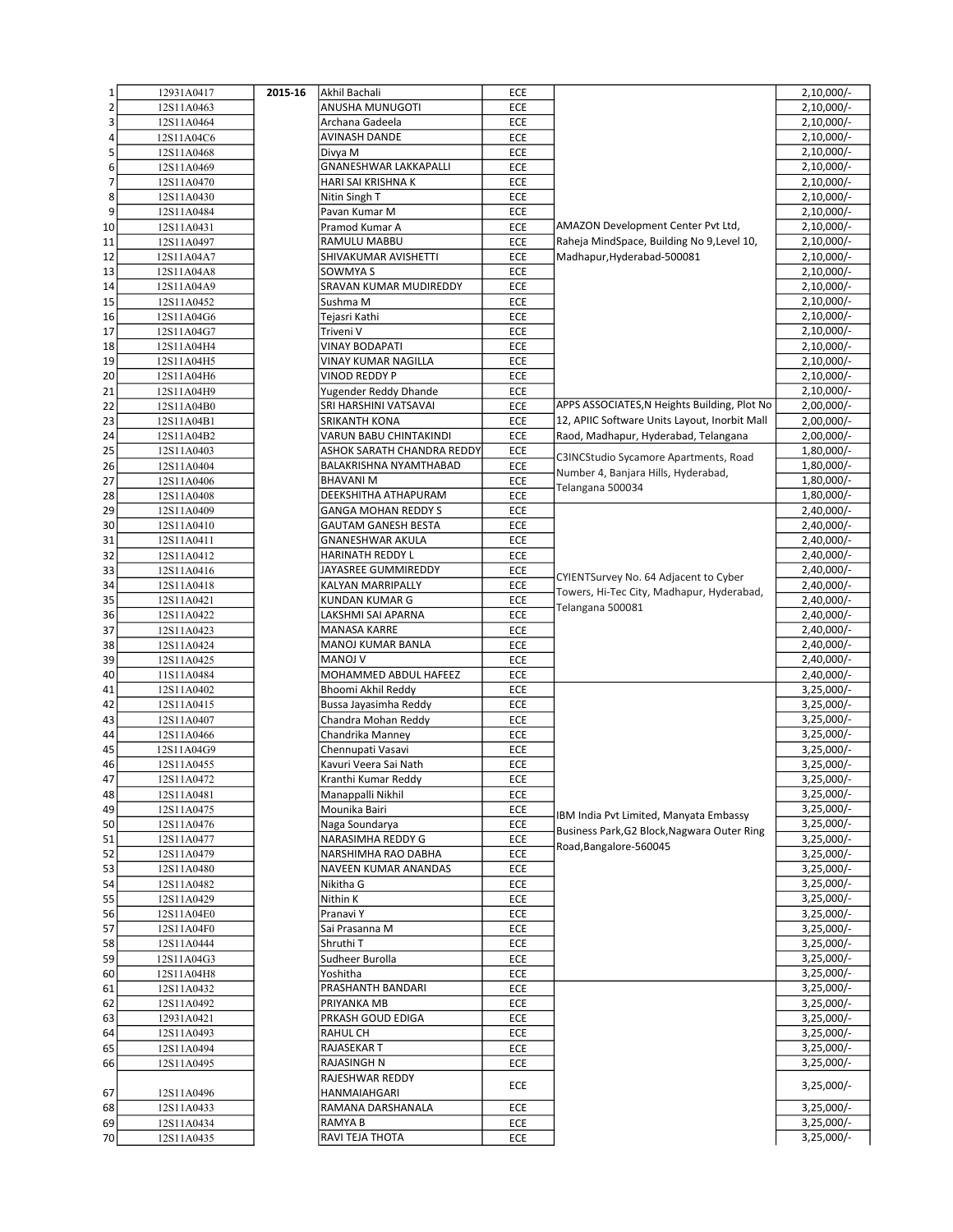| | | | | | | |
|---|---|---|---|---|---|---|
| 1 | 12931A0417 | 2015-16 | Akhil Bachali | ECE | AMAZON Development Center Pvt Ltd, Raheja MindSpace, Building No 9,Level 10, Madhapur,Hyderabad-500081 | 2,10,000/- |
| 2 | 12S11A0463 | | ANUSHA MUNUGOTI | ECE | | 2,10,000/- |
| 3 | 12S11A0464 | | Archana Gadeela | ECE | | 2,10,000/- |
| 4 | 12S11A04C6 | | AVINASH DANDE | ECE | | 2,10,000/- |
| 5 | 12S11A0468 | | Divya M | ECE | | 2,10,000/- |
| 6 | 12S11A0469 | | GNANESHWAR LAKKAPALLI | ECE | | 2,10,000/- |
| 7 | 12S11A0470 | | HARI SAI KRISHNA K | ECE | | 2,10,000/- |
| 8 | 12S11A0430 | | Nitin Singh T | ECE | | 2,10,000/- |
| 9 | 12S11A0484 | | Pavan Kumar M | ECE | | 2,10,000/- |
| 10 | 12S11A0431 | | Pramod Kumar A | ECE | | 2,10,000/- |
| 11 | 12S11A0497 | | RAMULU MABBU | ECE | | 2,10,000/- |
| 12 | 12S11A04A7 | | SHIVAKUMAR AVISHETTI | ECE | | 2,10,000/- |
| 13 | 12S11A04A8 | | SOWMYA S | ECE | | 2,10,000/- |
| 14 | 12S11A04A9 | | SRAVAN KUMAR MUDIREDDY | ECE | | 2,10,000/- |
| 15 | 12S11A0452 | | Sushma M | ECE | | 2,10,000/- |
| 16 | 12S11A04G6 | | Tejasri Kathi | ECE | | 2,10,000/- |
| 17 | 12S11A04G7 | | Triveni V | ECE | | 2,10,000/- |
| 18 | 12S11A04H4 | | VINAY BODAPATI | ECE | | 2,10,000/- |
| 19 | 12S11A04H5 | | VINAY KUMAR NAGILLA | ECE | | 2,10,000/- |
| 20 | 12S11A04H6 | | VINOD REDDY P | ECE | | 2,10,000/- |
| 21 | 12S11A04H9 | | Yugender Reddy Dhande | ECE | | 2,10,000/- |
| 22 | 12S11A04B0 | | SRI HARSHINI VATSAVAI | ECE | APPS ASSOCIATES,N Heights Building, Plot No 12, APIIC Software Units Layout, Inorbit Mall Raod, Madhapur, Hyderabad, Telangana | 2,00,000/- |
| 23 | 12S11A04B1 | | SRIKANTH KONA | ECE | | 2,00,000/- |
| 24 | 12S11A04B2 | | VARUN BABU CHINTAKINDI | ECE | | 2,00,000/- |
| 25 | 12S11A0403 | | ASHOK SARATH CHANDRA REDDY | ECE | C3INCStudio Sycamore Apartments, Road Number 4, Banjara Hills, Hyderabad, Telangana 500034 | 1,80,000/- |
| 26 | 12S11A0404 | | BALAKRISHNA NYAMTHABAD | ECE | | 1,80,000/- |
| 27 | 12S11A0406 | | BHAVANI M | ECE | | 1,80,000/- |
| 28 | 12S11A0408 | | DEEKSHITHA ATHAPURAM | ECE | | 1,80,000/- |
| 29 | 12S11A0409 | | GANGA MOHAN REDDY S | ECE | CYIENTSurvey No. 64 Adjacent to Cyber Towers, Hi-Tec City, Madhapur, Hyderabad, Telangana 500081 | 2,40,000/- |
| 30 | 12S11A0410 | | GAUTAM GANESH BESTA | ECE | | 2,40,000/- |
| 31 | 12S11A0411 | | GNANESHWAR AKULA | ECE | | 2,40,000/- |
| 32 | 12S11A0412 | | HARINATH REDDY L | ECE | | 2,40,000/- |
| 33 | 12S11A0416 | | JAYASREE GUMMIREDDY | ECE | | 2,40,000/- |
| 34 | 12S11A0418 | | KALYAN MARRIPALLY | ECE | | 2,40,000/- |
| 35 | 12S11A0421 | | KUNDAN KUMAR G | ECE | | 2,40,000/- |
| 36 | 12S11A0422 | | LAKSHMI SAI APARNA | ECE | | 2,40,000/- |
| 37 | 12S11A0423 | | MANASA KARRE | ECE | | 2,40,000/- |
| 38 | 12S11A0424 | | MANOJ KUMAR BANLA | ECE | | 2,40,000/- |
| 39 | 12S11A0425 | | MANOJ V | ECE | | 2,40,000/- |
| 40 | 11S11A0484 | | MOHAMMED ABDUL HAFEEZ | ECE | | 2,40,000/- |
| 41 | 12S11A0402 | | Bhoomi Akhil Reddy | ECE | IBM India Pvt Limited, Manyata Embassy Business Park,G2 Block,Nagwara Outer Ring Road,Bangalore-560045 | 3,25,000/- |
| 42 | 12S11A0415 | | Bussa Jayasimha Reddy | ECE | | 3,25,000/- |
| 43 | 12S11A0407 | | Chandra Mohan Reddy | ECE | | 3,25,000/- |
| 44 | 12S11A0466 | | Chandrika Manney | ECE | | 3,25,000/- |
| 45 | 12S11A04G9 | | Chennupati Vasavi | ECE | | 3,25,000/- |
| 46 | 12S11A0455 | | Kavuri Veera Sai Nath | ECE | | 3,25,000/- |
| 47 | 12S11A0472 | | Kranthi Kumar Reddy | ECE | | 3,25,000/- |
| 48 | 12S11A0481 | | Manappalli Nikhil | ECE | | 3,25,000/- |
| 49 | 12S11A0475 | | Mounika Bairi | ECE | | 3,25,000/- |
| 50 | 12S11A0476 | | Naga Soundarya | ECE | | 3,25,000/- |
| 51 | 12S11A0477 | | NARASIMHA REDDY G | ECE | | 3,25,000/- |
| 52 | 12S11A0479 | | NARSHIMHA RAO DABHA | ECE | | 3,25,000/- |
| 53 | 12S11A0480 | | NAVEEN KUMAR ANANDAS | ECE | | 3,25,000/- |
| 54 | 12S11A0482 | | Nikitha G | ECE | | 3,25,000/- |
| 55 | 12S11A0429 | | Nithin K | ECE | | 3,25,000/- |
| 56 | 12S11A04E0 | | Pranavi Y | ECE | | 3,25,000/- |
| 57 | 12S11A04F0 | | Sai Prasanna M | ECE | | 3,25,000/- |
| 58 | 12S11A0444 | | Shruthi T | ECE | | 3,25,000/- |
| 59 | 12S11A04G3 | | Sudheer Burolla | ECE | | 3,25,000/- |
| 60 | 12S11A04H8 | | Yoshitha | ECE | | 3,25,000/- |
| 61 | 12S11A0432 | | PRASHANTH BANDARI | ECE | | 3,25,000/- |
| 62 | 12S11A0492 | | PRIYANKA MB | ECE | | 3,25,000/- |
| 63 | 12931A0421 | | PRKASH GOUD EDIGA | ECE | | 3,25,000/- |
| 64 | 12S11A0493 | | RAHUL CH | ECE | | 3,25,000/- |
| 65 | 12S11A0494 | | RAJASEKAR T | ECE | | 3,25,000/- |
| 66 | 12S11A0495 | | RAJASINGH N | ECE | | 3,25,000/- |
| 67 | 12S11A0496 | | RAJESHWAR REDDY HANMAIAHGARI | ECE | | 3,25,000/- |
| 68 | 12S11A0433 | | RAMANA DARSHANALA | ECE | | 3,25,000/- |
| 69 | 12S11A0434 | | RAMYA B | ECE | | 3,25,000/- |
| 70 | 12S11A0435 | | RAVI TEJA THOTA | ECE | | 3,25,000/- |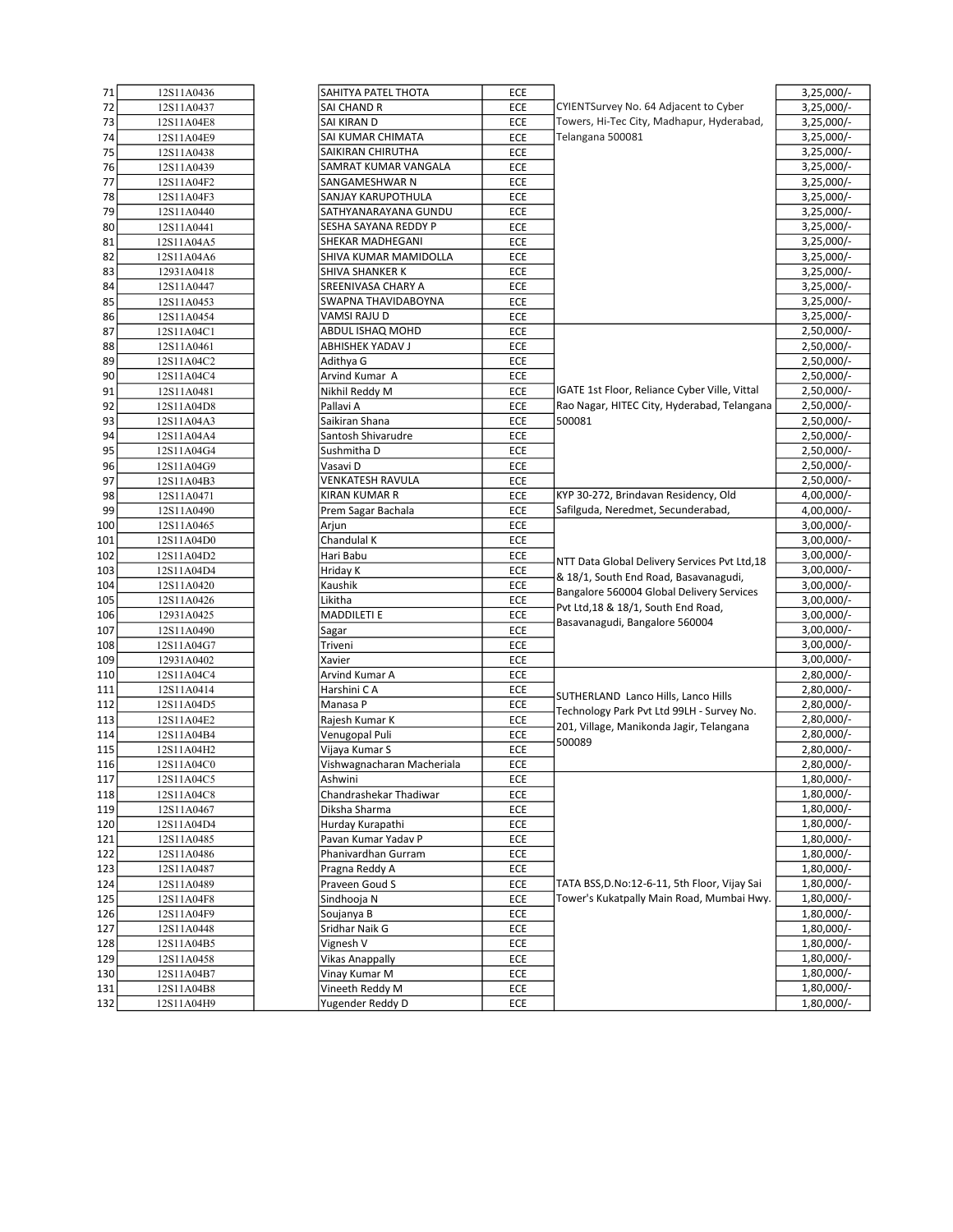| | | | | | | |
|---|---|---|---|---|---|---|
| 71 | 12S11A0436 | | SAHITYA PATEL THOTA | ECE | CYIENTSurvey No. 64 Adjacent to Cyber Towers, Hi-Tec City, Madhapur, Hyderabad, Telangana 500081 | 3,25,000/- |
| 72 | 12S11A0437 | | SAI CHAND R | ECE | | 3,25,000/- |
| 73 | 12S11A04E8 | | SAI KIRAN D | ECE | | 3,25,000/- |
| 74 | 12S11A04E9 | | SAI KUMAR CHIMATA | ECE | | 3,25,000/- |
| 75 | 12S11A0438 | | SAIKIRAN CHIRUTHA | ECE | | 3,25,000/- |
| 76 | 12S11A0439 | | SAMRAT KUMAR VANGALA | ECE | | 3,25,000/- |
| 77 | 12S11A04F2 | | SANGAMESHWAR N | ECE | | 3,25,000/- |
| 78 | 12S11A04F3 | | SANJAY KARUPOTHULA | ECE | | 3,25,000/- |
| 79 | 12S11A0440 | | SATHYANARAYANA GUNDU | ECE | | 3,25,000/- |
| 80 | 12S11A0441 | | SESHA SAYANA REDDY P | ECE | | 3,25,000/- |
| 81 | 12S11A04A5 | | SHEKAR MADHEGANI | ECE | | 3,25,000/- |
| 82 | 12S11A04A6 | | SHIVA KUMAR MAMIDOLLA | ECE | | 3,25,000/- |
| 83 | 12931A0418 | | SHIVA SHANKER K | ECE | | 3,25,000/- |
| 84 | 12S11A0447 | | SREENIVASA CHARY A | ECE | | 3,25,000/- |
| 85 | 12S11A0453 | | SWAPNA THAVIDABOYNA | ECE | | 3,25,000/- |
| 86 | 12S11A0454 | | VAMSI RAJU D | ECE | | 3,25,000/- |
| 87 | 12S11A04C1 | | ABDUL ISHAQ MOHD | ECE | IGATE 1st Floor, Reliance Cyber Ville, Vittal Rao Nagar, HITEC City, Hyderabad, Telangana 500081 | 2,50,000/- |
| 88 | 12S11A0461 | | ABHISHEK YADAV J | ECE | | 2,50,000/- |
| 89 | 12S11A04C2 | | Adithya G | ECE | | 2,50,000/- |
| 90 | 12S11A04C4 | | Arvind Kumar A | ECE | | 2,50,000/- |
| 91 | 12S11A0481 | | Nikhil Reddy M | ECE | | 2,50,000/- |
| 92 | 12S11A04D8 | | Pallavi A | ECE | | 2,50,000/- |
| 93 | 12S11A04A3 | | Saikiran Shana | ECE | | 2,50,000/- |
| 94 | 12S11A04A4 | | Santosh Shivarudre | ECE | | 2,50,000/- |
| 95 | 12S11A04G4 | | Sushmitha D | ECE | | 2,50,000/- |
| 96 | 12S11A04G9 | | Vasavi D | ECE | | 2,50,000/- |
| 97 | 12S11A04B3 | | VENKATESH RAVULA | ECE | | 2,50,000/- |
| 98 | 12S11A0471 | | KIRAN KUMAR R | ECE | KYP 30-272, Brindavan Residency, Old Safilguda, Neredmet, Secunderabad, | 4,00,000/- |
| 99 | 12S11A0490 | | Prem Sagar Bachala | ECE | | 4,00,000/- |
| 100 | 12S11A0465 | | Arjun | ECE | NTT Data Global Delivery Services Pvt Ltd,18 & 18/1, South End Road, Basavanagudi, Bangalore 560004 Global Delivery Services Pvt Ltd,18 & 18/1, South End Road, Basavanagudi, Bangalore 560004 | 3,00,000/- |
| 101 | 12S11A04D0 | | Chandulal K | ECE | | 3,00,000/- |
| 102 | 12S11A04D2 | | Hari Babu | ECE | | 3,00,000/- |
| 103 | 12S11A04D4 | | Hriday K | ECE | | 3,00,000/- |
| 104 | 12S11A0420 | | Kaushik | ECE | | 3,00,000/- |
| 105 | 12S11A0426 | | Likitha | ECE | | 3,00,000/- |
| 106 | 12931A0425 | | MADDILETI E | ECE | | 3,00,000/- |
| 107 | 12S11A0490 | | Sagar | ECE | | 3,00,000/- |
| 108 | 12S11A04G7 | | Triveni | ECE | | 3,00,000/- |
| 109 | 12931A0402 | | Xavier | ECE | | 3,00,000/- |
| 110 | 12S11A04C4 | | Arvind Kumar A | ECE | SUTHERLAND Lanco Hills, Lanco Hills Technology Park Pvt Ltd 99LH - Survey No. 201, Village, Manikonda Jagir, Telangana 500089 | 2,80,000/- |
| 111 | 12S11A0414 | | Harshini C A | ECE | | 2,80,000/- |
| 112 | 12S11A04D5 | | Manasa P | ECE | | 2,80,000/- |
| 113 | 12S11A04E2 | | Rajesh Kumar K | ECE | | 2,80,000/- |
| 114 | 12S11A04B4 | | Venugopal Puli | ECE | | 2,80,000/- |
| 115 | 12S11A04H2 | | Vijaya Kumar S | ECE | | 2,80,000/- |
| 116 | 12S11A04C0 | | Vishwagnacharan Macheriala | ECE | | 2,80,000/- |
| 117 | 12S11A04C5 | | Ashwini | ECE | TATA BSS,D.No:12-6-11, 5th Floor, Vijay Sai Tower's Kukatpally Main Road, Mumbai Hwy. | 1,80,000/- |
| 118 | 12S11A04C8 | | Chandrashekar Thadiwar | ECE | | 1,80,000/- |
| 119 | 12S11A0467 | | Diksha Sharma | ECE | | 1,80,000/- |
| 120 | 12S11A04D4 | | Hurday Kurapathi | ECE | | 1,80,000/- |
| 121 | 12S11A0485 | | Pavan Kumar Yadav P | ECE | | 1,80,000/- |
| 122 | 12S11A0486 | | Phanivardhan Gurram | ECE | | 1,80,000/- |
| 123 | 12S11A0487 | | Pragna Reddy A | ECE | | 1,80,000/- |
| 124 | 12S11A0489 | | Praveen Goud S | ECE | | 1,80,000/- |
| 125 | 12S11A04F8 | | Sindhooja N | ECE | | 1,80,000/- |
| 126 | 12S11A04F9 | | Soujanya B | ECE | | 1,80,000/- |
| 127 | 12S11A0448 | | Sridhar Naik G | ECE | | 1,80,000/- |
| 128 | 12S11A04B5 | | Vignesh V | ECE | | 1,80,000/- |
| 129 | 12S11A0458 | | Vikas Anappally | ECE | | 1,80,000/- |
| 130 | 12S11A04B7 | | Vinay Kumar M | ECE | | 1,80,000/- |
| 131 | 12S11A04B8 | | Vineeth Reddy M | ECE | | 1,80,000/- |
| 132 | 12S11A04H9 | | Yugender Reddy D | ECE | | 1,80,000/- |